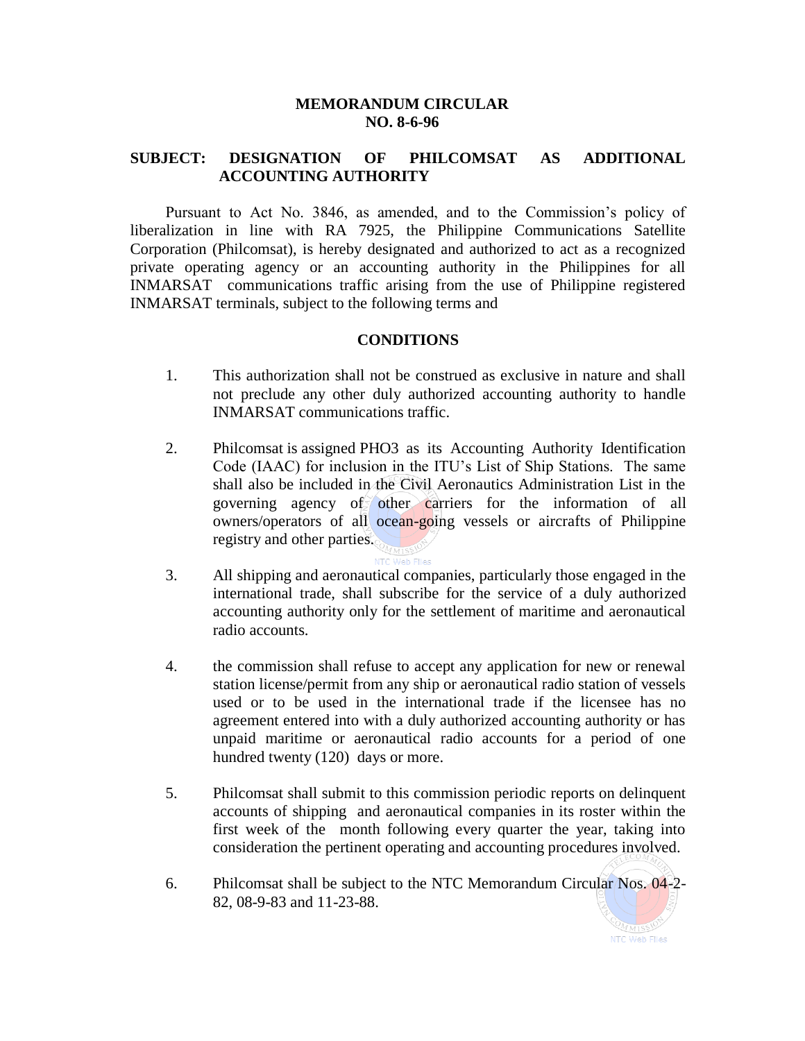**MEMORANDUM CIRCULAR**
**NO. 8-6-96**

**SUBJECT: DESIGNATION OF PHILCOMSAT AS ADDITIONAL ACCOUNTING AUTHORITY**

Pursuant to Act No. 3846, as amended, and to the Commission's policy of liberalization in line with RA 7925, the Philippine Communications Satellite Corporation (Philcomsat), is hereby designated and authorized to act as a recognized private operating agency or an accounting authority in the Philippines for all INMARSAT communications traffic arising from the use of Philippine registered INMARSAT terminals, subject to the following terms and

**CONDITIONS**

1. This authorization shall not be construed as exclusive in nature and shall not preclude any other duly authorized accounting authority to handle INMARSAT communications traffic.

2. Philcomsat is assigned PHO3 as its Accounting Authority Identification Code (IAAC) for inclusion in the ITU's List of Ship Stations. The same shall also be included in the Civil Aeronautics Administration List in the governing agency of other carriers for the information of all owners/operators of all ocean-going vessels or aircrafts of Philippine registry and other parties.

3. All shipping and aeronautical companies, particularly those engaged in the international trade, shall subscribe for the service of a duly authorized accounting authority only for the settlement of maritime and aeronautical radio accounts.

4. the commission shall refuse to accept any application for new or renewal station license/permit from any ship or aeronautical radio station of vessels used or to be used in the international trade if the licensee has no agreement entered into with a duly authorized accounting authority or has unpaid maritime or aeronautical radio accounts for a period of one hundred twenty (120) days or more.

5. Philcomsat shall submit to this commission periodic reports on delinquent accounts of shipping and aeronautical companies in its roster within the first week of the month following every quarter the year, taking into consideration the pertinent operating and accounting procedures involved.

6. Philcomsat shall be subject to the NTC Memorandum Circular Nos. 04-2-82, 08-9-83 and 11-23-88.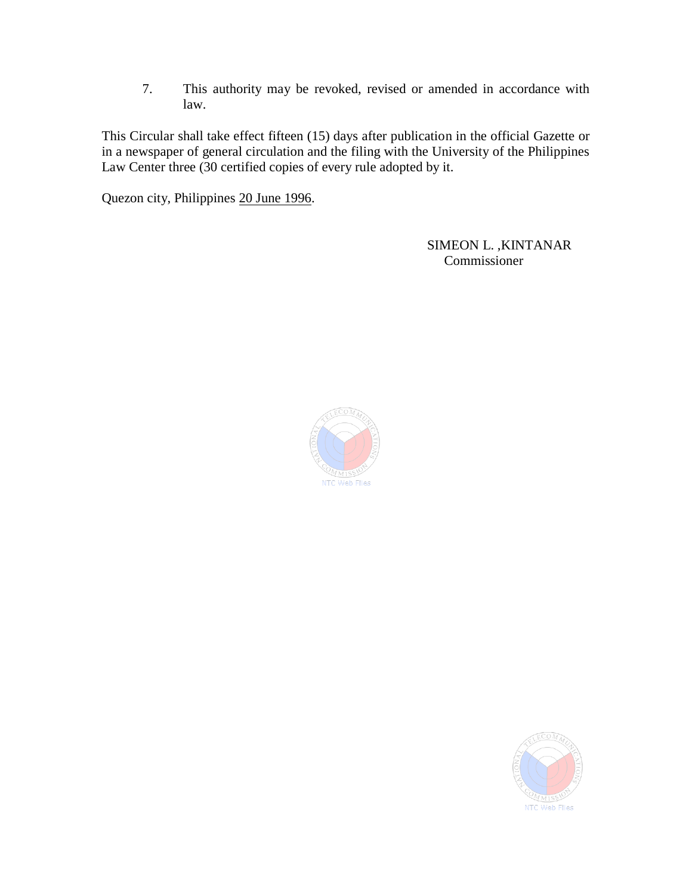7. This authority may be revoked, revised or amended in accordance with law.

This Circular shall take effect fifteen (15) days after publication in the official Gazette or in a newspaper of general circulation and the filing with the University of the Philippines Law Center three (30 certified copies of every rule adopted by it.

Quezon city, Philippines 20 June 1996.

SIMEON L. ,KINTANAR
Commissioner